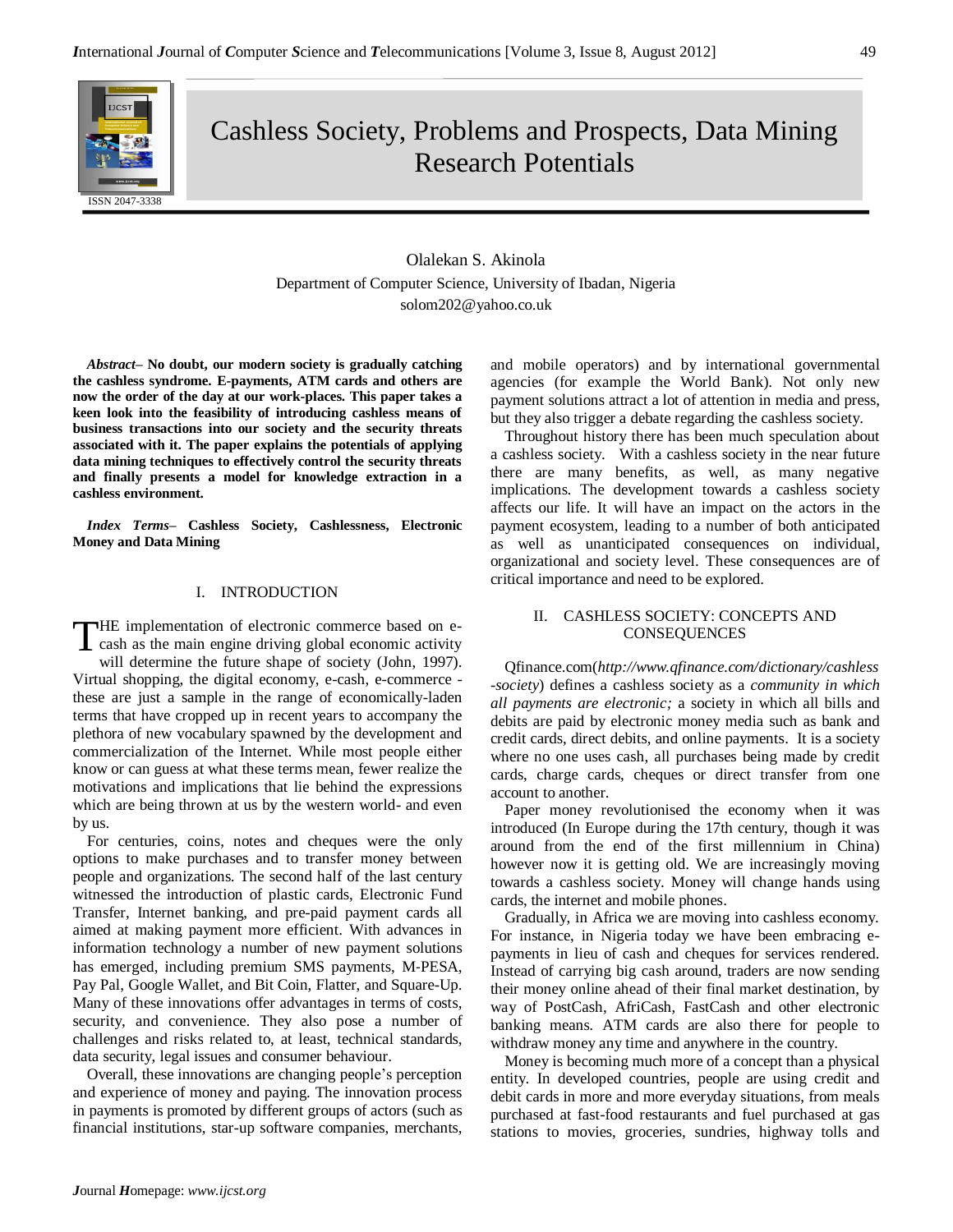# Cashless Society, Problems and Prospects, Data Mining Research Potentials

Olalekan S. Akinola
Department of Computer Science, University of Ibadan, Nigeria
solom202@yahoo.co.uk

***Abstract*– No doubt, our modern society is gradually catching the cashless syndrome. E-payments, ATM cards and others are now the order of the day at our work-places. This paper takes a keen look into the feasibility of introducing cashless means of business transactions into our society and the security threats associated with it. The paper explains the potentials of applying data mining techniques to effectively control the security threats and finally presents a model for knowledge extraction in a cashless environment.**

***Index Terms*– Cashless Society, Cashlessness, Electronic Money and Data Mining**

## I. INTRODUCTION

THE implementation of electronic commerce based on e-cash as the main engine driving global economic activity will determine the future shape of society (John, 1997). Virtual shopping, the digital economy, e-cash, e-commerce - these are just a sample in the range of economically-laden terms that have cropped up in recent years to accompany the plethora of new vocabulary spawned by the development and commercialization of the Internet. While most people either know or can guess at what these terms mean, fewer realize the motivations and implications that lie behind the expressions which are being thrown at us by the western world- and even by us.

For centuries, coins, notes and cheques were the only options to make purchases and to transfer money between people and organizations. The second half of the last century witnessed the introduction of plastic cards, Electronic Fund Transfer, Internet banking, and pre-paid payment cards all aimed at making payment more efficient. With advances in information technology a number of new payment solutions has emerged, including premium SMS payments, M-PESA, Pay Pal, Google Wallet, and Bit Coin, Flatter, and Square-Up. Many of these innovations offer advantages in terms of costs, security, and convenience. They also pose a number of challenges and risks related to, at least, technical standards, data security, legal issues and consumer behaviour.

Overall, these innovations are changing people's perception and experience of money and paying. The innovation process in payments is promoted by different groups of actors (such as financial institutions, star-up software companies, merchants, and mobile operators) and by international governmental agencies (for example the World Bank). Not only new payment solutions attract a lot of attention in media and press, but they also trigger a debate regarding the cashless society.

Throughout history there has been much speculation about a cashless society. With a cashless society in the near future there are many benefits, as well, as many negative implications. The development towards a cashless society affects our life. It will have an impact on the actors in the payment ecosystem, leading to a number of both anticipated as well as unanticipated consequences on individual, organizational and society level. These consequences are of critical importance and need to be explored.

## II. CASHLESS SOCIETY: CONCEPTS AND CONSEQUENCES

Qfinance.com(*http://www.qfinance.com/dictionary/cashless-society*) defines a cashless society as a *community in which all payments are electronic;* a society in which all bills and debits are paid by electronic money media such as bank and credit cards, direct debits, and online payments. It is a society where no one uses cash, all purchases being made by credit cards, charge cards, cheques or direct transfer from one account to another.

Paper money revolutionised the economy when it was introduced (In Europe during the 17th century, though it was around from the end of the first millennium in China) however now it is getting old. We are increasingly moving towards a cashless society. Money will change hands using cards, the internet and mobile phones.

Gradually, in Africa we are moving into cashless economy. For instance, in Nigeria today we have been embracing e-payments in lieu of cash and cheques for services rendered. Instead of carrying big cash around, traders are now sending their money online ahead of their final market destination, by way of PostCash, AfriCash, FastCash and other electronic banking means. ATM cards are also there for people to withdraw money any time and anywhere in the country.

Money is becoming much more of a concept than a physical entity. In developed countries, people are using credit and debit cards in more and more everyday situations, from meals purchased at fast-food restaurants and fuel purchased at gas stations to movies, groceries, sundries, highway tolls and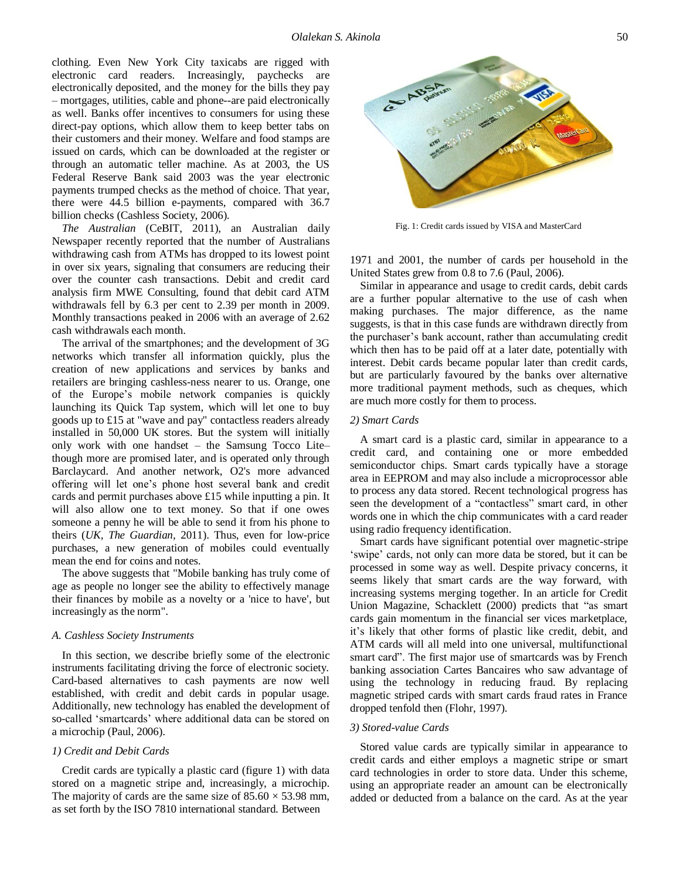clothing. Even New York City taxicabs are rigged with electronic card readers. Increasingly, paychecks are electronically deposited, and the money for the bills they pay – mortgages, utilities, cable and phone--are paid electronically as well. Banks offer incentives to consumers for using these direct-pay options, which allow them to keep better tabs on their customers and their money. Welfare and food stamps are issued on cards, which can be downloaded at the register or through an automatic teller machine. As at 2003, the US Federal Reserve Bank said 2003 was the year electronic payments trumped checks as the method of choice. That year, there were 44.5 billion e-payments, compared with 36.7 billion checks (Cashless Society, 2006).

*The Australian* (CeBIT, 2011), an Australian daily Newspaper recently reported that the number of Australians withdrawing cash from ATMs has dropped to its lowest point in over six years, signaling that consumers are reducing their over the counter cash transactions. Debit and credit card analysis firm MWE Consulting, found that debit card ATM withdrawals fell by 6.3 per cent to 2.39 per month in 2009. Monthly transactions peaked in 2006 with an average of 2.62 cash withdrawals each month.

The arrival of the smartphones; and the development of 3G networks which transfer all information quickly, plus the creation of new applications and services by banks and retailers are bringing cashless-ness nearer to us. Orange, one of the Europe's mobile network companies is quickly launching its Quick Tap system, which will let one to buy goods up to £15 at "wave and pay" contactless readers already installed in 50,000 UK stores. But the system will initially only work with one handset – the Samsung Tocco Lite– though more are promised later, and is operated only through Barclaycard. And another network, O2's more advanced offering will let one's phone host several bank and credit cards and permit purchases above £15 while inputting a pin. It will also allow one to text money. So that if one owes someone a penny he will be able to send it from his phone to theirs (*UK, The Guardian*, 2011). Thus, even for low-price purchases, a new generation of mobiles could eventually mean the end for coins and notes.

The above suggests that "Mobile banking has truly come of age as people no longer see the ability to effectively manage their finances by mobile as a novelty or a 'nice to have', but increasingly as the norm".

### *A. Cashless Society Instruments*

In this section, we describe briefly some of the electronic instruments facilitating driving the force of electronic society. Card-based alternatives to cash payments are now well established, with credit and debit cards in popular usage. Additionally, new technology has enabled the development of so-called 'smartcards' where additional data can be stored on a microchip (Paul, 2006).

#### *1) Credit and Debit Cards*

Credit cards are typically a plastic card (figure 1) with data stored on a magnetic stripe and, increasingly, a microchip. The majority of cards are the same size of $85.60 \times 53.98$ mm, as set forth by the ISO 7810 international standard. Between 1971 and 2001, the number of cards per household in the United States grew from 0.8 to 7.6 (Paul, 2006).

Fig. 1: Credit cards issued by VISA and MasterCard

Similar in appearance and usage to credit cards, debit cards are a further popular alternative to the use of cash when making purchases. The major difference, as the name suggests, is that in this case funds are withdrawn directly from the purchaser's bank account, rather than accumulating credit which then has to be paid off at a later date, potentially with interest. Debit cards became popular later than credit cards, but are particularly favoured by the banks over alternative more traditional payment methods, such as cheques, which are much more costly for them to process.

#### *2) Smart Cards*

A smart card is a plastic card, similar in appearance to a credit card, and containing one or more embedded semiconductor chips. Smart cards typically have a storage area in EEPROM and may also include a microprocessor able to process any data stored. Recent technological progress has seen the development of a "contactless" smart card, in other words one in which the chip communicates with a card reader using radio frequency identification.

Smart cards have significant potential over magnetic-stripe 'swipe' cards, not only can more data be stored, but it can be processed in some way as well. Despite privacy concerns, it seems likely that smart cards are the way forward, with increasing systems merging together. In an article for Credit Union Magazine, Schacklett (2000) predicts that "as smart cards gain momentum in the financial ser vices marketplace, it's likely that other forms of plastic like credit, debit, and ATM cards will all meld into one universal, multifunctional smart card". The first major use of smartcards was by French banking association Cartes Bancaires who saw advantage of using the technology in reducing fraud. By replacing magnetic striped cards with smart cards fraud rates in France dropped tenfold then (Flohr, 1997).

#### *3) Stored-value Cards*

Stored value cards are typically similar in appearance to credit cards and either employs a magnetic stripe or smart card technologies in order to store data. Under this scheme, using an appropriate reader an amount can be electronically added or deducted from a balance on the card. As at the year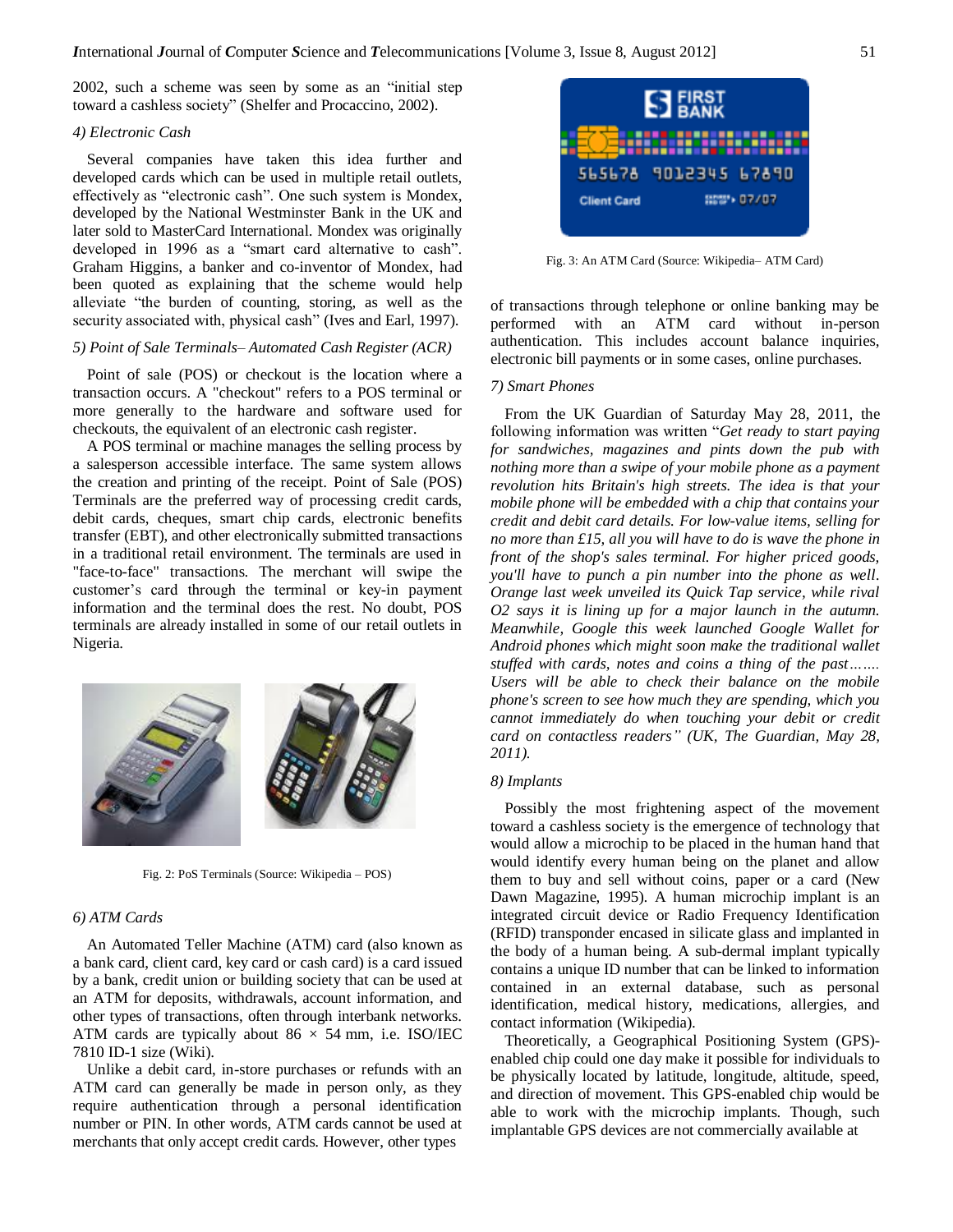2002, such a scheme was seen by some as an "initial step toward a cashless society" (Shelfer and Procaccino, 2002).

#### *4) Electronic Cash*

Several companies have taken this idea further and developed cards which can be used in multiple retail outlets, effectively as "electronic cash". One such system is Mondex, developed by the National Westminster Bank in the UK and later sold to MasterCard International. Mondex was originally developed in 1996 as a "smart card alternative to cash". Graham Higgins, a banker and co-inventor of Mondex, had been quoted as explaining that the scheme would help alleviate "the burden of counting, storing, as well as the security associated with, physical cash" (Ives and Earl, 1997).

#### *5) Point of Sale Terminals– Automated Cash Register (ACR)*

Point of sale (POS) or checkout is the location where a transaction occurs. A "checkout" refers to a POS terminal or more generally to the hardware and software used for checkouts, the equivalent of an electronic cash register.

A POS terminal or machine manages the selling process by a salesperson accessible interface. The same system allows the creation and printing of the receipt. Point of Sale (POS) Terminals are the preferred way of processing credit cards, debit cards, cheques, smart chip cards, electronic benefits transfer (EBT), and other electronically submitted transactions in a traditional retail environment. The terminals are used in "face-to-face" transactions. The merchant will swipe the customer's card through the terminal or key-in payment information and the terminal does the rest. No doubt, POS terminals are already installed in some of our retail outlets in Nigeria.

Fig. 2: PoS Terminals (Source: Wikipedia – POS)

#### *6) ATM Cards*

An Automated Teller Machine (ATM) card (also known as a bank card, client card, key card or cash card) is a card issued by a bank, credit union or building society that can be used at an ATM for deposits, withdrawals, account information, and other types of transactions, often through interbank networks. ATM cards are typically about 86 × 54 mm, i.e. ISO/IEC 7810 ID-1 size (Wiki).

Unlike a debit card, in-store purchases or refunds with an ATM card can generally be made in person only, as they require authentication through a personal identification number or PIN. In other words, ATM cards cannot be used at merchants that only accept credit cards. However, other types of transactions through telephone or online banking may be performed with an ATM card without in-person authentication. This includes account balance inquiries, electronic bill payments or in some cases, online purchases.

Fig. 3: An ATM Card (Source: Wikipedia– ATM Card)

#### *7) Smart Phones*

From the UK Guardian of Saturday May 28, 2011, the following information was written "*Get ready to start paying for sandwiches, magazines and pints down the pub with nothing more than a swipe of your mobile phone as a payment revolution hits Britain's high streets. The idea is that your mobile phone will be embedded with a chip that contains your credit and debit card details. For low-value items, selling for no more than £15, all you will have to do is wave the phone in front of the shop's sales terminal. For higher priced goods, you'll have to punch a pin number into the phone as well. Orange last week unveiled its Quick Tap service, while rival O2 says it is lining up for a major launch in the autumn. Meanwhile, Google this week launched Google Wallet for Android phones which might soon make the traditional wallet stuffed with cards, notes and coins a thing of the past……. Users will be able to check their balance on the mobile phone's screen to see how much they are spending, which you cannot immediately do when touching your debit or credit card on contactless readers" (UK, The Guardian, May 28, 2011).*

#### *8) Implants*

Possibly the most frightening aspect of the movement toward a cashless society is the emergence of technology that would allow a microchip to be placed in the human hand that would identify every human being on the planet and allow them to buy and sell without coins, paper or a card (New Dawn Magazine, 1995). A human microchip implant is an integrated circuit device or Radio Frequency Identification (RFID) transponder encased in silicate glass and implanted in the body of a human being. A sub-dermal implant typically contains a unique ID number that can be linked to information contained in an external database, such as personal identification, medical history, medications, allergies, and contact information (Wikipedia).

Theoretically, a Geographical Positioning System (GPS)-enabled chip could one day make it possible for individuals to be physically located by latitude, longitude, altitude, speed, and direction of movement. This GPS-enabled chip would be able to work with the microchip implants. Though, such implantable GPS devices are not commercially available at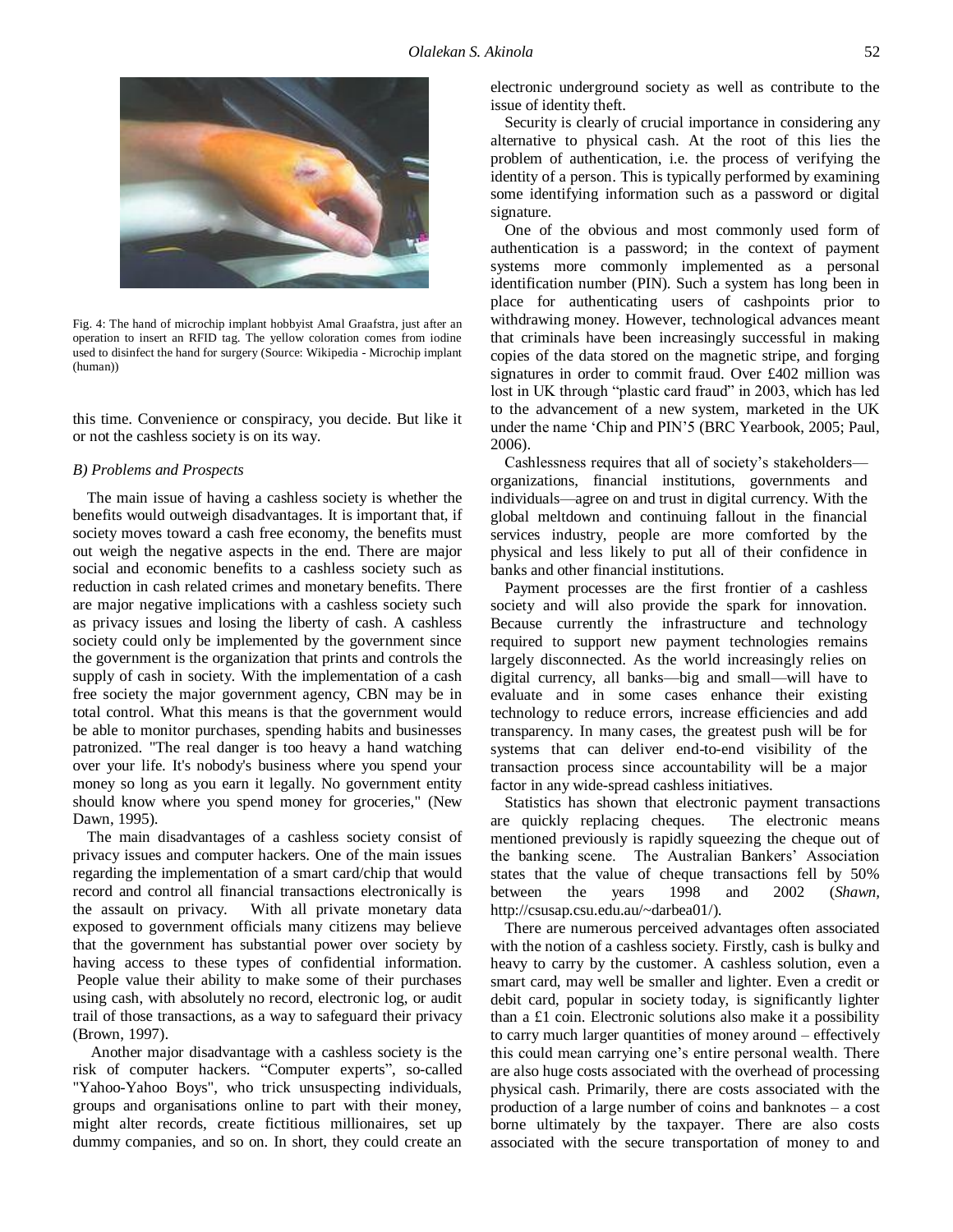Fig. 4: The hand of microchip implant hobbyist Amal Graafstra, just after an operation to insert an RFID tag. The yellow coloration comes from iodine used to disinfect the hand for surgery (Source: Wikipedia - Microchip implant (human))

this time. Convenience or conspiracy, you decide. But like it or not the cashless society is on its way.

### *B) Problems and Prospects*

The main issue of having a cashless society is whether the benefits would outweigh disadvantages. It is important that, if society moves toward a cash free economy, the benefits must out weigh the negative aspects in the end. There are major social and economic benefits to a cashless society such as reduction in cash related crimes and monetary benefits. There are major negative implications with a cashless society such as privacy issues and losing the liberty of cash. A cashless society could only be implemented by the government since the government is the organization that prints and controls the supply of cash in society. With the implementation of a cash free society the major government agency, CBN may be in total control. What this means is that the government would be able to monitor purchases, spending habits and businesses patronized. "The real danger is too heavy a hand watching over your life. It's nobody's business where you spend your money so long as you earn it legally. No government entity should know where you spend money for groceries," (New Dawn, 1995).

The main disadvantages of a cashless society consist of privacy issues and computer hackers. One of the main issues regarding the implementation of a smart card/chip that would record and control all financial transactions electronically is the assault on privacy. With all private monetary data exposed to government officials many citizens may believe that the government has substantial power over society by having access to these types of confidential information. People value their ability to make some of their purchases using cash, with absolutely no record, electronic log, or audit trail of those transactions, as a way to safeguard their privacy (Brown, 1997).

Another major disadvantage with a cashless society is the risk of computer hackers. "Computer experts", so-called "Yahoo-Yahoo Boys", who trick unsuspecting individuals, groups and organisations online to part with their money, might alter records, create fictitious millionaires, set up dummy companies, and so on. In short, they could create an electronic underground society as well as contribute to the issue of identity theft.

Security is clearly of crucial importance in considering any alternative to physical cash. At the root of this lies the problem of authentication, i.e. the process of verifying the identity of a person. This is typically performed by examining some identifying information such as a password or digital signature.

One of the obvious and most commonly used form of authentication is a password; in the context of payment systems more commonly implemented as a personal identification number (PIN). Such a system has long been in place for authenticating users of cashpoints prior to withdrawing money. However, technological advances meant that criminals have been increasingly successful in making copies of the data stored on the magnetic stripe, and forging signatures in order to commit fraud. Over £402 million was lost in UK through "plastic card fraud" in 2003, which has led to the advancement of a new system, marketed in the UK under the name 'Chip and PIN'5 (BRC Yearbook, 2005; Paul, 2006).

Cashlessness requires that all of society's stakeholders—organizations, financial institutions, governments and individuals—agree on and trust in digital currency. With the global meltdown and continuing fallout in the financial services industry, people are more comforted by the physical and less likely to put all of their confidence in banks and other financial institutions.

Payment processes are the first frontier of a cashless society and will also provide the spark for innovation. Because currently the infrastructure and technology required to support new payment technologies remains largely disconnected. As the world increasingly relies on digital currency, all banks—big and small—will have to evaluate and in some cases enhance their existing technology to reduce errors, increase efficiencies and add transparency. In many cases, the greatest push will be for systems that can deliver end-to-end visibility of the transaction process since accountability will be a major factor in any wide-spread cashless initiatives.

Statistics has shown that electronic payment transactions are quickly replacing cheques. The electronic means mentioned previously is rapidly squeezing the cheque out of the banking scene. The Australian Bankers' Association states that the value of cheque transactions fell by 50% between the years 1998 and 2002 (*Shawn*, http://csusap.csu.edu.au/~darbea01/).

There are numerous perceived advantages often associated with the notion of a cashless society. Firstly, cash is bulky and heavy to carry by the customer. A cashless solution, even a smart card, may well be smaller and lighter. Even a credit or debit card, popular in society today, is significantly lighter than a £1 coin. Electronic solutions also make it a possibility to carry much larger quantities of money around – effectively this could mean carrying one's entire personal wealth. There are also huge costs associated with the overhead of processing physical cash. Primarily, there are costs associated with the production of a large number of coins and banknotes – a cost borne ultimately by the taxpayer. There are also costs associated with the secure transportation of money to and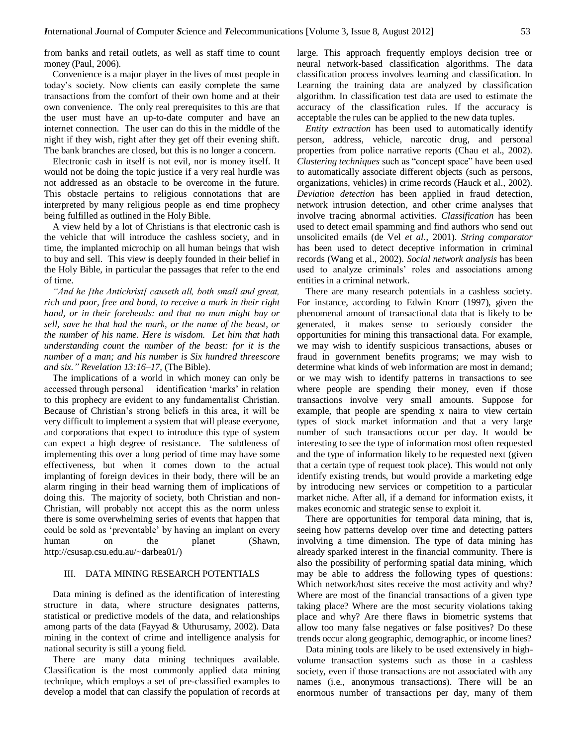from banks and retail outlets, as well as staff time to count money (Paul, 2006).

Convenience is a major player in the lives of most people in today's society. Now clients can easily complete the same transactions from the comfort of their own home and at their own convenience. The only real prerequisites to this are that the user must have an up-to-date computer and have an internet connection. The user can do this in the middle of the night if they wish, right after they get off their evening shift. The bank branches are closed, but this is no longer a concern.

Electronic cash in itself is not evil, nor is money itself. It would not be doing the topic justice if a very real hurdle was not addressed as an obstacle to be overcome in the future. This obstacle pertains to religious connotations that are interpreted by many religious people as end time prophecy being fulfilled as outlined in the Holy Bible.

A view held by a lot of Christians is that electronic cash is the vehicle that will introduce the cashless society, and in time, the implanted microchip on all human beings that wish to buy and sell. This view is deeply founded in their belief in the Holy Bible, in particular the passages that refer to the end of time.

*"And he [the Antichrist] causeth all, both small and great, rich and poor, free and bond, to receive a mark in their right hand, or in their foreheads: and that no man might buy or sell, save he that had the mark, or the name of the beast, or the number of his name. Here is wisdom. Let him that hath understanding count the number of the beast: for it is the number of a man; and his number is Six hundred threescore and six." Revelation 13:16–17,* (The Bible).

The implications of a world in which money can only be accessed through personal identification 'marks' in relation to this prophecy are evident to any fundamentalist Christian. Because of Christian's strong beliefs in this area, it will be very difficult to implement a system that will please everyone, and corporations that expect to introduce this type of system can expect a high degree of resistance. The subtleness of implementing this over a long period of time may have some effectiveness, but when it comes down to the actual implanting of foreign devices in their body, there will be an alarm ringing in their head warning them of implications of doing this. The majority of society, both Christian and non-Christian, will probably not accept this as the norm unless there is some overwhelming series of events that happen that could be sold as 'preventable' by having an implant on every human on the planet (Shawn, http://csusap.csu.edu.au/~darbea01/)

## III. DATA MINING RESEARCH POTENTIALS

Data mining is defined as the identification of interesting structure in data, where structure designates patterns, statistical or predictive models of the data, and relationships among parts of the data (Fayyad & Uthurusamy, 2002). Data mining in the context of crime and intelligence analysis for national security is still a young field.

There are many data mining techniques available. Classification is the most commonly applied data mining technique, which employs a set of pre-classified examples to develop a model that can classify the population of records at large. This approach frequently employs decision tree or neural network-based classification algorithms. The data classification process involves learning and classification. In Learning the training data are analyzed by classification algorithm. In classification test data are used to estimate the accuracy of the classification rules. If the accuracy is acceptable the rules can be applied to the new data tuples.

*Entity extraction* has been used to automatically identify person, address, vehicle, narcotic drug, and personal properties from police narrative reports (Chau et al., 2002). *Clustering techniques* such as "concept space" have been used to automatically associate different objects (such as persons, organizations, vehicles) in crime records (Hauck et al., 2002). *Deviation detection* has been applied in fraud detection, network intrusion detection, and other crime analyses that involve tracing abnormal activities. *Classification* has been used to detect email spamming and find authors who send out unsolicited emails (de Vel *et al*., 2001). *String comparator* has been used to detect deceptive information in criminal records (Wang et al., 2002). *Social network analysis* has been used to analyze criminals' roles and associations among entities in a criminal network.

There are many research potentials in a cashless society. For instance, according to Edwin Knorr (1997), given the phenomenal amount of transactional data that is likely to be generated, it makes sense to seriously consider the opportunities for mining this transactional data. For example, we may wish to identify suspicious transactions, abuses or fraud in government benefits programs; we may wish to determine what kinds of web information are most in demand; or we may wish to identify patterns in transactions to see where people are spending their money, even if those transactions involve very small amounts. Suppose for example, that people are spending x naira to view certain types of stock market information and that a very large number of such transactions occur per day. It would be interesting to see the type of information most often requested and the type of information likely to be requested next (given that a certain type of request took place). This would not only identify existing trends, but would provide a marketing edge by introducing new services or competition to a particular market niche. After all, if a demand for information exists, it makes economic and strategic sense to exploit it.

There are opportunities for temporal data mining, that is, seeing how patterns develop over time and detecting patters involving a time dimension. The type of data mining has already sparked interest in the financial community. There is also the possibility of performing spatial data mining, which may be able to address the following types of questions: Which network/host sites receive the most activity and why? Where are most of the financial transactions of a given type taking place? Where are the most security violations taking place and why? Are there flaws in biometric systems that allow too many false negatives or false positives? Do these trends occur along geographic, demographic, or income lines?

Data mining tools are likely to be used extensively in high-volume transaction systems such as those in a cashless society, even if those transactions are not associated with any names (i.e., anonymous transactions). There will be an enormous number of transactions per day, many of them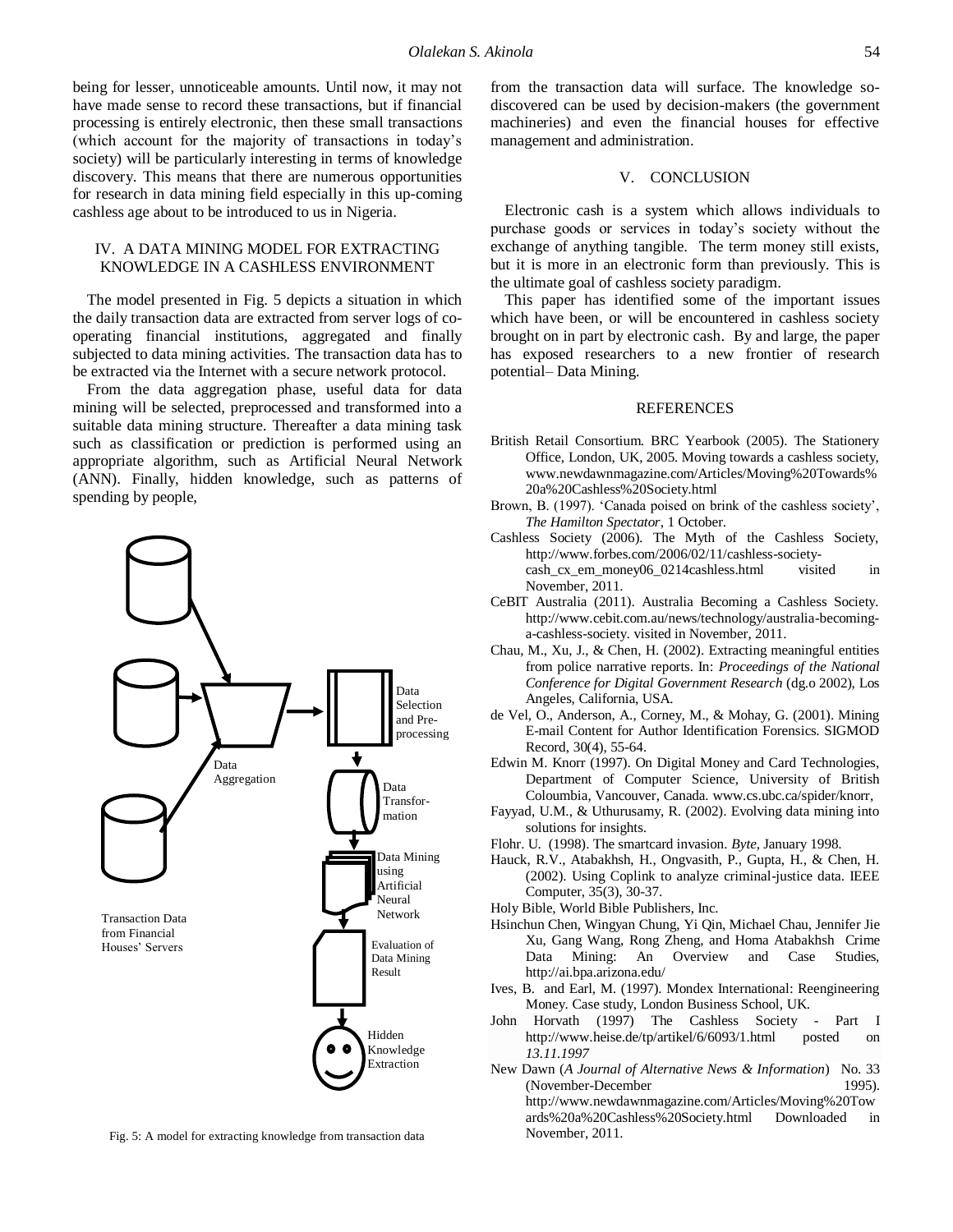being for lesser, unnoticeable amounts. Until now, it may not have made sense to record these transactions, but if financial processing is entirely electronic, then these small transactions (which account for the majority of transactions in today's society) will be particularly interesting in terms of knowledge discovery. This means that there are numerous opportunities for research in data mining field especially in this up-coming cashless age about to be introduced to us in Nigeria.

## IV. A DATA MINING MODEL FOR EXTRACTING KNOWLEDGE IN A CASHLESS ENVIRONMENT

The model presented in Fig. 5 depicts a situation in which the daily transaction data are extracted from server logs of co-operating financial institutions, aggregated and finally subjected to data mining activities. The transaction data has to be extracted via the Internet with a secure network protocol.

From the data aggregation phase, useful data for data mining will be selected, preprocessed and transformed into a suitable data mining structure. Thereafter a data mining task such as classification or prediction is performed using an appropriate algorithm, such as Artificial Neural Network (ANN). Finally, hidden knowledge, such as patterns of spending by people,

Transaction Data from Financial Houses' Servers

Data Aggregation

Data Selection and Pre-processing

Data Transfor-mation

Data Mining using Artificial Neural Network

Evaluation of Data Mining Result

Hidden Knowledge Extraction

Fig. 5: A model for extracting knowledge from transaction data

from the transaction data will surface. The knowledge so-discovered can be used by decision-makers (the government machineries) and even the financial houses for effective management and administration.

## V. CONCLUSION

Electronic cash is a system which allows individuals to purchase goods or services in today's society without the exchange of anything tangible. The term money still exists, but it is more in an electronic form than previously. This is the ultimate goal of cashless society paradigm.

This paper has identified some of the important issues which have been, or will be encountered in cashless society brought on in part by electronic cash. By and large, the paper has exposed researchers to a new frontier of research potential– Data Mining.

## REFERENCES

British Retail Consortium. BRC Yearbook (2005). The Stationery Office, London, UK, 2005. Moving towards a cashless society, www.newdawnmagazine.com/Articles/Moving%20Towards%20a%20Cashless%20Society.html

Brown, B. (1997). 'Canada poised on brink of the cashless society', *The Hamilton Spectator*, 1 October.

Cashless Society (2006). The Myth of the Cashless Society, http://www.forbes.com/2006/02/11/cashless-society-cash_cx_em_money06_0214cashless.html visited in November, 2011.

CeBIT Australia (2011). Australia Becoming a Cashless Society. http://www.cebit.com.au/news/technology/australia-becoming-a-cashless-society. visited in November, 2011.

Chau, M., Xu, J., & Chen, H. (2002). Extracting meaningful entities from police narrative reports. In: *Proceedings of the National Conference for Digital Government Research* (dg.o 2002), Los Angeles, California, USA.

de Vel, O., Anderson, A., Corney, M., & Mohay, G. (2001). Mining E-mail Content for Author Identification Forensics. SIGMOD Record, 30(4), 55-64.

Edwin M. Knorr (1997). On Digital Money and Card Technologies, Department of Computer Science, University of British Coloumbia, Vancouver, Canada. www.cs.ubc.ca/spider/knorr,

Fayyad, U.M., & Uthurusamy, R. (2002). Evolving data mining into solutions for insights.

Flohr. U. (1998). The smartcard invasion. *Byte*, January 1998.

Hauck, R.V., Atabakhsh, H., Ongvasith, P., Gupta, H., & Chen, H. (2002). Using Coplink to analyze criminal-justice data. IEEE Computer, 35(3), 30-37.

Holy Bible, World Bible Publishers, Inc.

Hsinchun Chen, Wingyan Chung, Yi Qin, Michael Chau, Jennifer Jie Xu, Gang Wang, Rong Zheng, and Homa Atabakhsh Crime Data Mining: An Overview and Case Studies, http://ai.bpa.arizona.edu/

Ives, B. and Earl, M. (1997). Mondex International: Reengineering Money. Case study, London Business School, UK.

John Horvath (1997) The Cashless Society - Part I http://www.heise.de/tp/artikel/6/6093/1.html posted on *13.11.1997*

New Dawn (*A Journal of Alternative News & Information*) No. 33 (November-December 1995). http://www.newdawnmagazine.com/Articles/Moving%20Towards%20a%20Cashless%20Society.html Downloaded in November, 2011.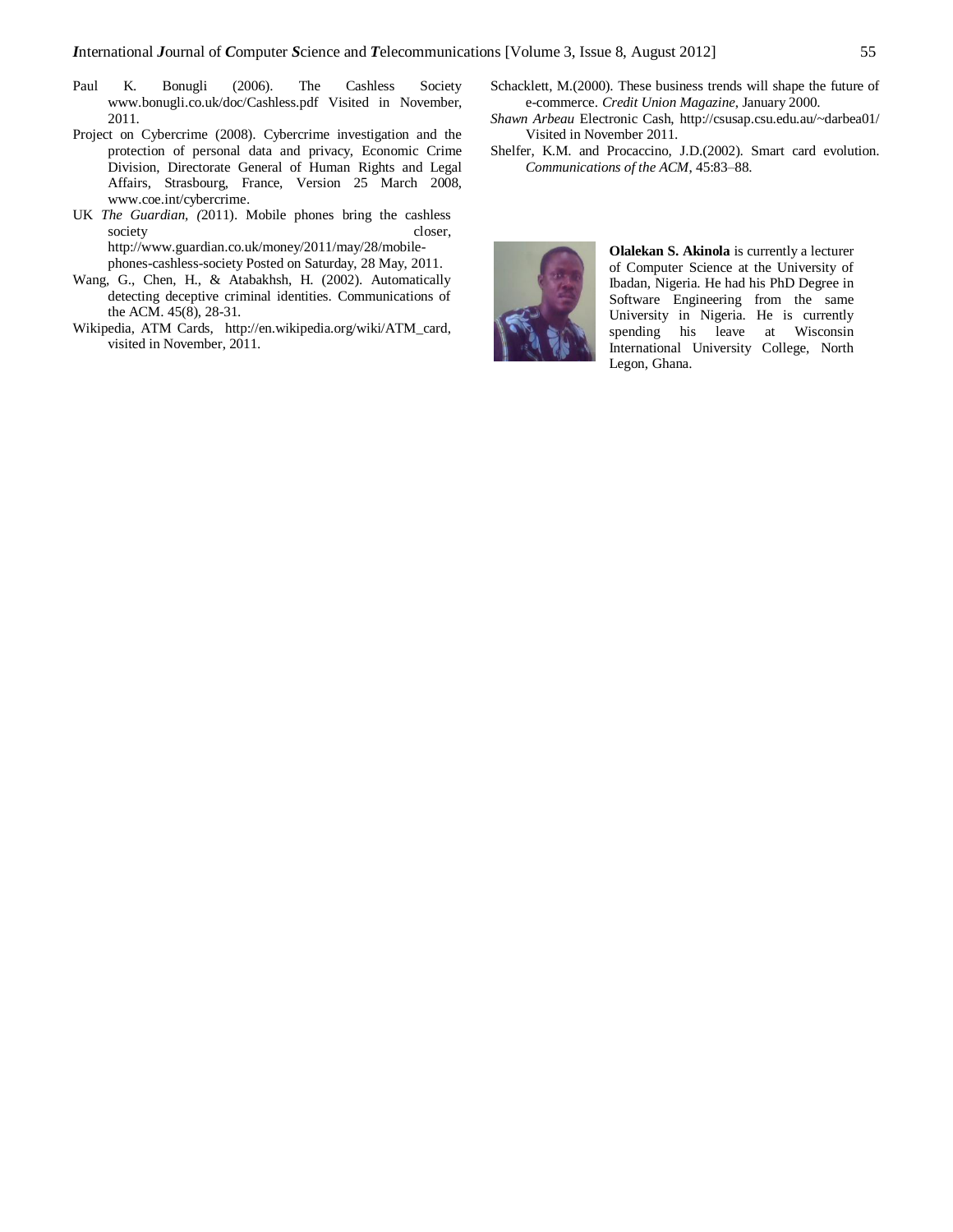Paul K. Bonugli (2006). The Cashless Society www.bonugli.co.uk/doc/Cashless.pdf Visited in November, 2011.

Project on Cybercrime (2008). Cybercrime investigation and the protection of personal data and privacy, Economic Crime Division, Directorate General of Human Rights and Legal Affairs, Strasbourg, France, Version 25 March 2008, www.coe.int/cybercrime.

UK *The Guardian, (*2011). Mobile phones bring the cashless society closer, http://www.guardian.co.uk/money/2011/may/28/mobile-phones-cashless-society Posted on Saturday, 28 May, 2011.

Wang, G., Chen, H., & Atabakhsh, H. (2002). Automatically detecting deceptive criminal identities. Communications of the ACM. 45(8), 28-31.

Wikipedia, ATM Cards, http://en.wikipedia.org/wiki/ATM_card, visited in November, 2011.

Schacklett, M.(2000). These business trends will shape the future of e-commerce. *Credit Union Magazine*, January 2000.

*Shawn Arbeau* Electronic Cash, http://csusap.csu.edu.au/~darbea01/ Visited in November 2011.

Shelfer, K.M. and Procaccino, J.D.(2002). Smart card evolution. *Communications of the ACM*, 45:83–88.

**Olalekan S. Akinola** is currently a lecturer of Computer Science at the University of Ibadan, Nigeria. He had his PhD Degree in Software Engineering from the same University in Nigeria. He is currently spending his leave at Wisconsin International University College, North Legon, Ghana.